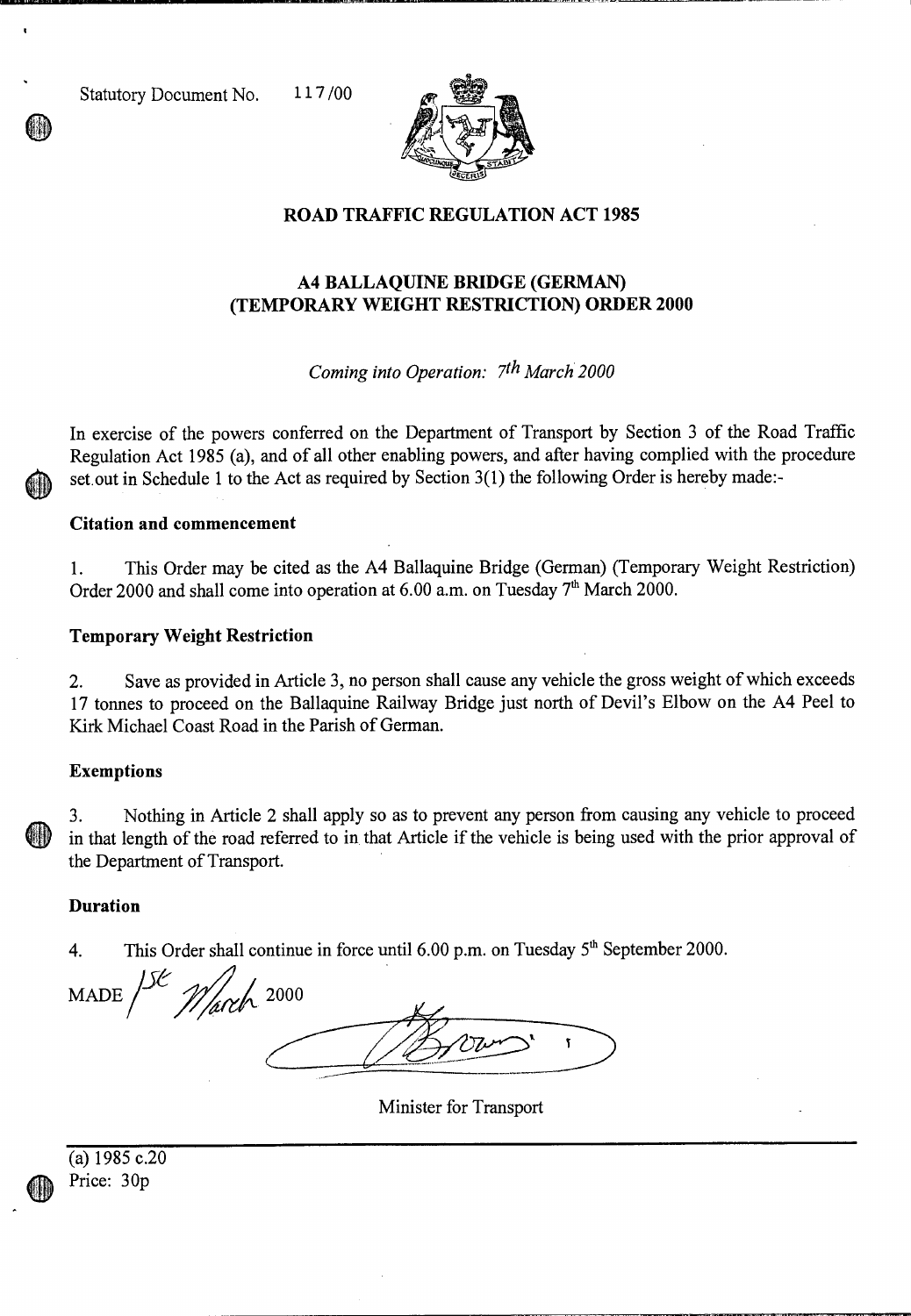Statutory Document No. 117/00

# ROAD TRAFFIC REGULATION ACT 1985

## A4 BALLAQUINE BRIDGE (GERMAN) (TEMPORARY WEIGHT RESTRICTION) ORDER 2000

*Coming into Operation: 7th March 2000*

In exercise of the powers conferred on the Department of Transport by Section 3 of the Road Traffic Regulation Act 1985 (a), and of all other enabling powers, and after having complied with the procedure set out in Schedule 1 to the Act as required by Section 3(1) the following Order is hereby made:-

### Citation and commencement

1. This Order may be cited as the A4 Ballaquine Bridge (German) (Temporary Weight Restriction) Order 2000 and shall come into operation at 6.00 a.m. on Tuesday 7th March 2000.

### Temporary Weight Restriction

2. Save as provided in Article 3, no person shall cause any vehicle the gross weight of which exceeds 17 tonnes to proceed on the Ballaquine Railway Bridge just north of Devil's Elbow on the A4 Peel to Kirk Michael Coast Road in the Parish of German.

### Exemptions

3. Nothing in Article 2 shall apply so as to prevent any person from causing any vehicle to proceed in that length of the road referred to in that Article if the vehicle is being used with the prior approval of the Department of Transport.

### Duration

4. This Order shall continue in force until 6.00 p.m. on Tuesday 5th September 2000.

MADE 1st March 2000

Minister for Transport

(a) 1985 c.20

Price: 30p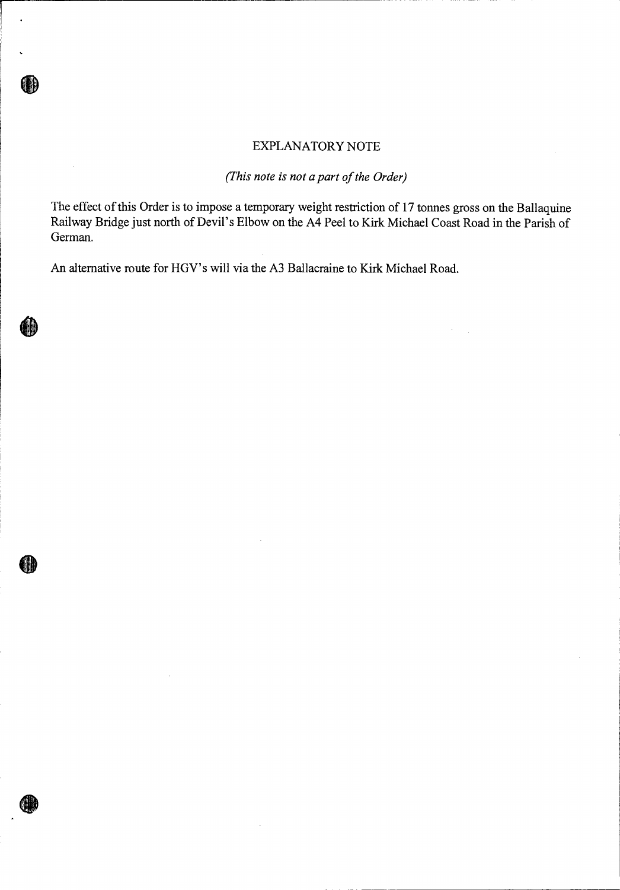# EXPLANATORY NOTE

*(This note is not a part of the Order)*

The effect of this Order is to impose a temporary weight restriction of 17 tonnes gross on the Ballaquine Railway Bridge just north of Devil's Elbow on the A4 Peel to Kirk Michael Coast Road in the Parish of German.

An alternative route for HGV's will via the A3 Ballacraine to Kirk Michael Road.